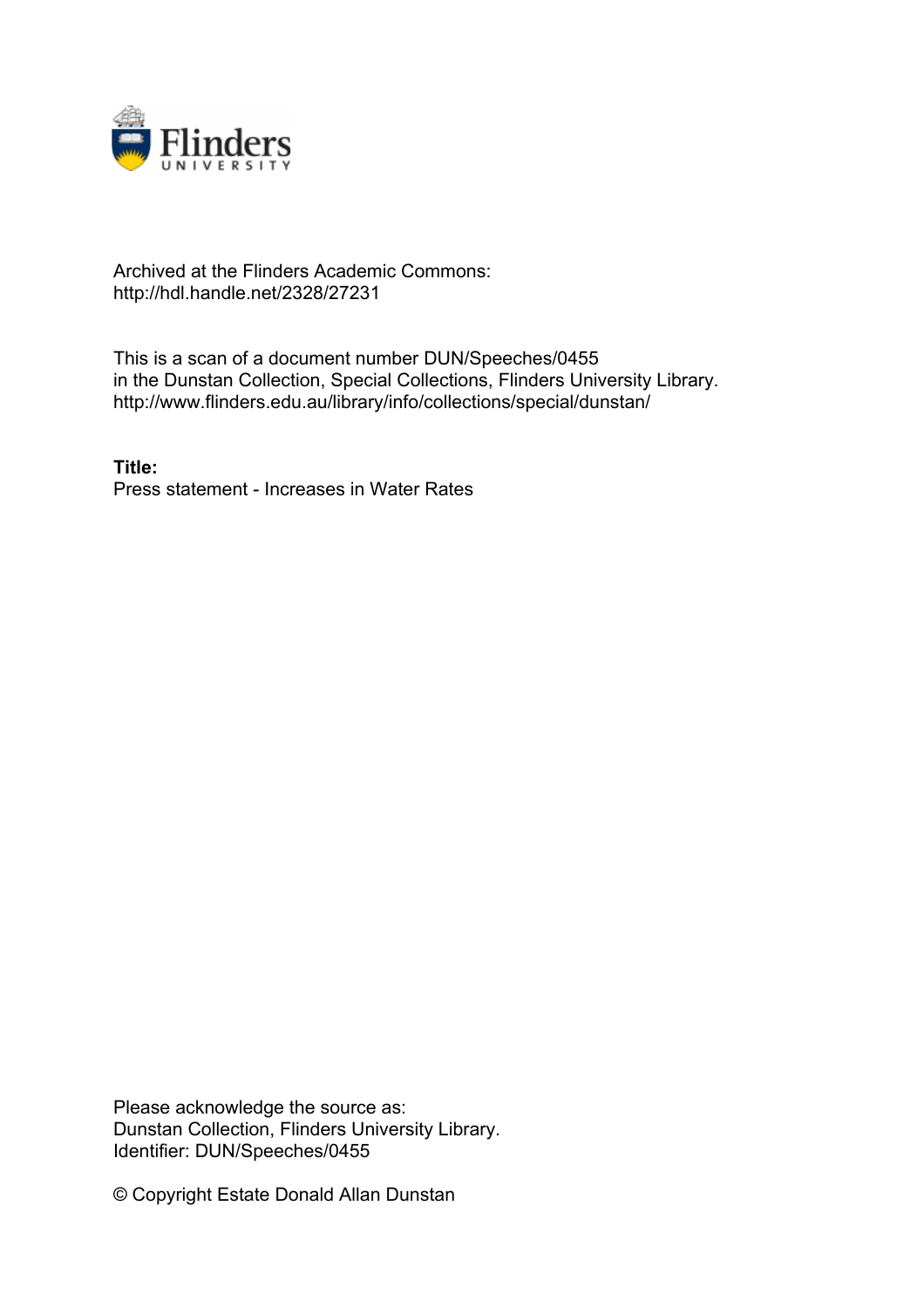Archived at the Flinders Academic Commons:
http://hdl.handle.net/2328/27231

This is a scan of a document number DUN/Speeches/0455
in the Dunstan Collection, Special Collections, Flinders University Library.
http://www.flinders.edu.au/library/info/collections/special/dunstan/

**Title:**
Press statement - Increases in Water Rates

Please acknowledge the source as:
Dunstan Collection, Flinders University Library.
Identifier: DUN/Speeches/0455

© Copyright Estate Donald Allan Dunstan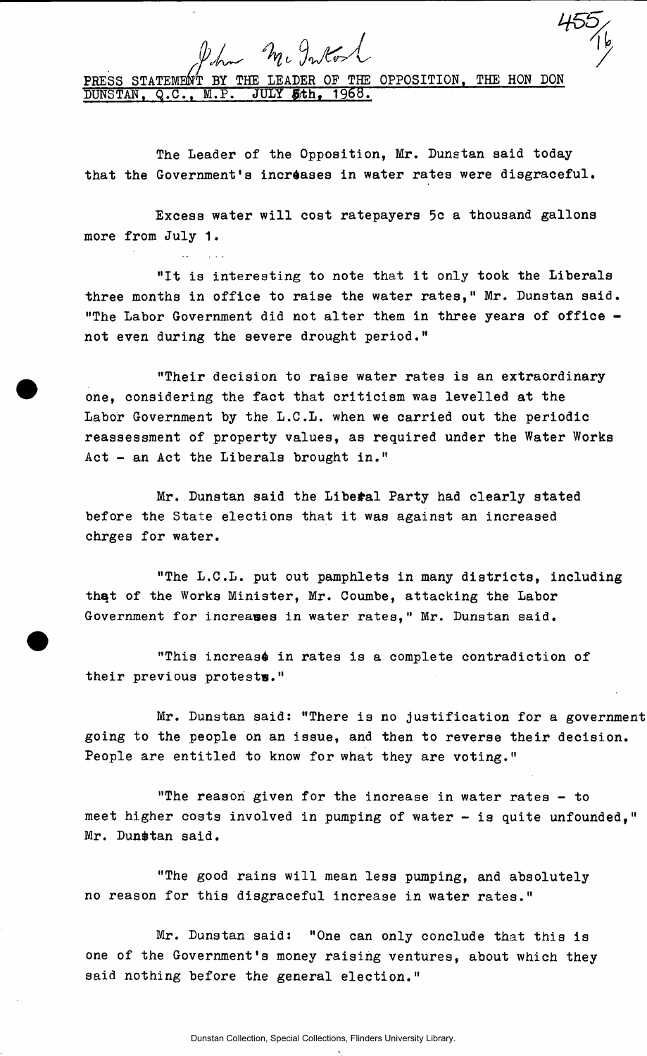PRESS STATEMENT BY THE LEADER OF THE OPPOSITION, THE HON DON DUNSTAN, Q.C., M.P. JULY 5th, 1968.

The Leader of the Opposition, Mr. Dunstan said today that the Government's increases in water rates were disgraceful.

Excess water will cost ratepayers 5c a thousand gallons more from July 1.

"It is interesting to note that it only took the Liberals three months in office to raise the water rates," Mr. Dunstan said. "The Labor Government did not alter them in three years of office - not even during the severe drought period."

"Their decision to raise water rates is an extraordinary one, considering the fact that criticism was levelled at the Labor Government by the L.C.L. when we carried out the periodic reassessment of property values, as required under the Water Works Act - an Act the Liberals brought in."

Mr. Dunstan said the Liberal Party had clearly stated before the State elections that it was against an increased chrges for water.

"The L.C.L. put out pamphlets in many districts, including that of the Works Minister, Mr. Coumbe, attacking the Labor Government for increases in water rates," Mr. Dunstan said.

"This increase in rates is a complete contradiction of their previous protests."

Mr. Dunstan said: "There is no justification for a government going to the people on an issue, and then to reverse their decision. People are entitled to know for what they are voting."

"The reason given for the increase in water rates - to meet higher costs involved in pumping of water - is quite unfounded," Mr. Dunstan said.

"The good rains will mean less pumping, and absolutely no reason for this disgraceful increase in water rates."

Mr. Dunstan said: "One can only conclude that this is one of the Government's money raising ventures, about which they said nothing before the general election."